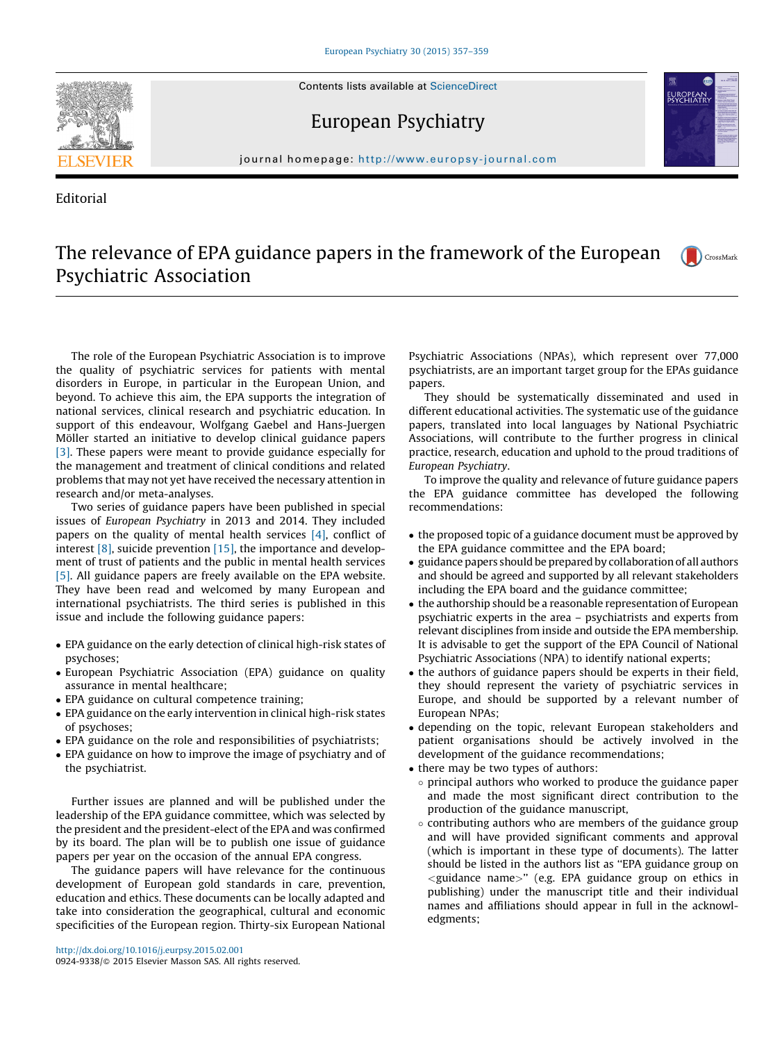Editorial

# The relevance of EPA guidance papers in the framework of the European Psychiatric Association

The role of the European Psychiatric Association is to improve the quality of psychiatric services for patients with mental disorders in Europe, in particular in the European Union, and beyond. To achieve this aim, the EPA supports the integration of national services, clinical research and psychiatric education. In support of this endeavour, Wolfgang Gaebel and Hans-Juergen Möller started an initiative to develop clinical guidance papers [3]. These papers were meant to provide guidance especially for the management and treatment of clinical conditions and related problems that may not yet have received the necessary attention in research and/or meta-analyses.

Two series of guidance papers have been published in special issues of *European Psychiatry* in 2013 and 2014. They included papers on the quality of mental health services [4], conflict of interest [8], suicide prevention [15], the importance and development of trust of patients and the public in mental health services [5]. All guidance papers are freely available on the EPA website. They have been read and welcomed by many European and international psychiatrists. The third series is published in this issue and include the following guidance papers:

- EPA guidance on the early detection of clinical high-risk states of psychoses;
- European Psychiatric Association (EPA) guidance on quality assurance in mental healthcare;
- EPA guidance on cultural competence training;
- EPA guidance on the early intervention in clinical high-risk states of psychoses;
- EPA guidance on the role and responsibilities of psychiatrists;
- EPA guidance on how to improve the image of psychiatry and of the psychiatrist.

Further issues are planned and will be published under the leadership of the EPA guidance committee, which was selected by the president and the president-elect of the EPA and was confirmed by its board. The plan will be to publish one issue of guidance papers per year on the occasion of the annual EPA congress.

The guidance papers will have relevance for the continuous development of European gold standards in care, prevention, education and ethics. These documents can be locally adapted and take into consideration the geographical, cultural and economic specificities of the European region. Thirty-six European National Psychiatric Associations (NPAs), which represent over 77,000 psychiatrists, are an important target group for the EPAs guidance papers.

They should be systematically disseminated and used in different educational activities. The systematic use of the guidance papers, translated into local languages by National Psychiatric Associations, will contribute to the further progress in clinical practice, research, education and uphold to the proud traditions of *European Psychiatry*.

To improve the quality and relevance of future guidance papers the EPA guidance committee has developed the following recommendations:

- the proposed topic of a guidance document must be approved by the EPA guidance committee and the EPA board;
- guidance papers should be prepared by collaboration of all authors and should be agreed and supported by all relevant stakeholders including the EPA board and the guidance committee;
- the authorship should be a reasonable representation of European psychiatric experts in the area – psychiatrists and experts from relevant disciplines from inside and outside the EPA membership. It is advisable to get the support of the EPA Council of National Psychiatric Associations (NPA) to identify national experts;
- the authors of guidance papers should be experts in their field, they should represent the variety of psychiatric services in Europe, and should be supported by a relevant number of European NPAs;
- depending on the topic, relevant European stakeholders and patient organisations should be actively involved in the development of the guidance recommendations;
- there may be two types of authors:
  - principal authors who worked to produce the guidance paper and made the most significant direct contribution to the production of the guidance manuscript,
  - contributing authors who are members of the guidance group and will have provided significant comments and approval (which is important in these type of documents). The latter should be listed in the authors list as "EPA guidance group on <guidance name>" (e.g. EPA guidance group on ethics in publishing) under the manuscript title and their individual names and affiliations should appear in full in the acknowledgments;

http://dx.doi.org/10.1016/j.eurpsy.2015.02.001
0924-9338/© 2015 Elsevier Masson SAS. All rights reserved.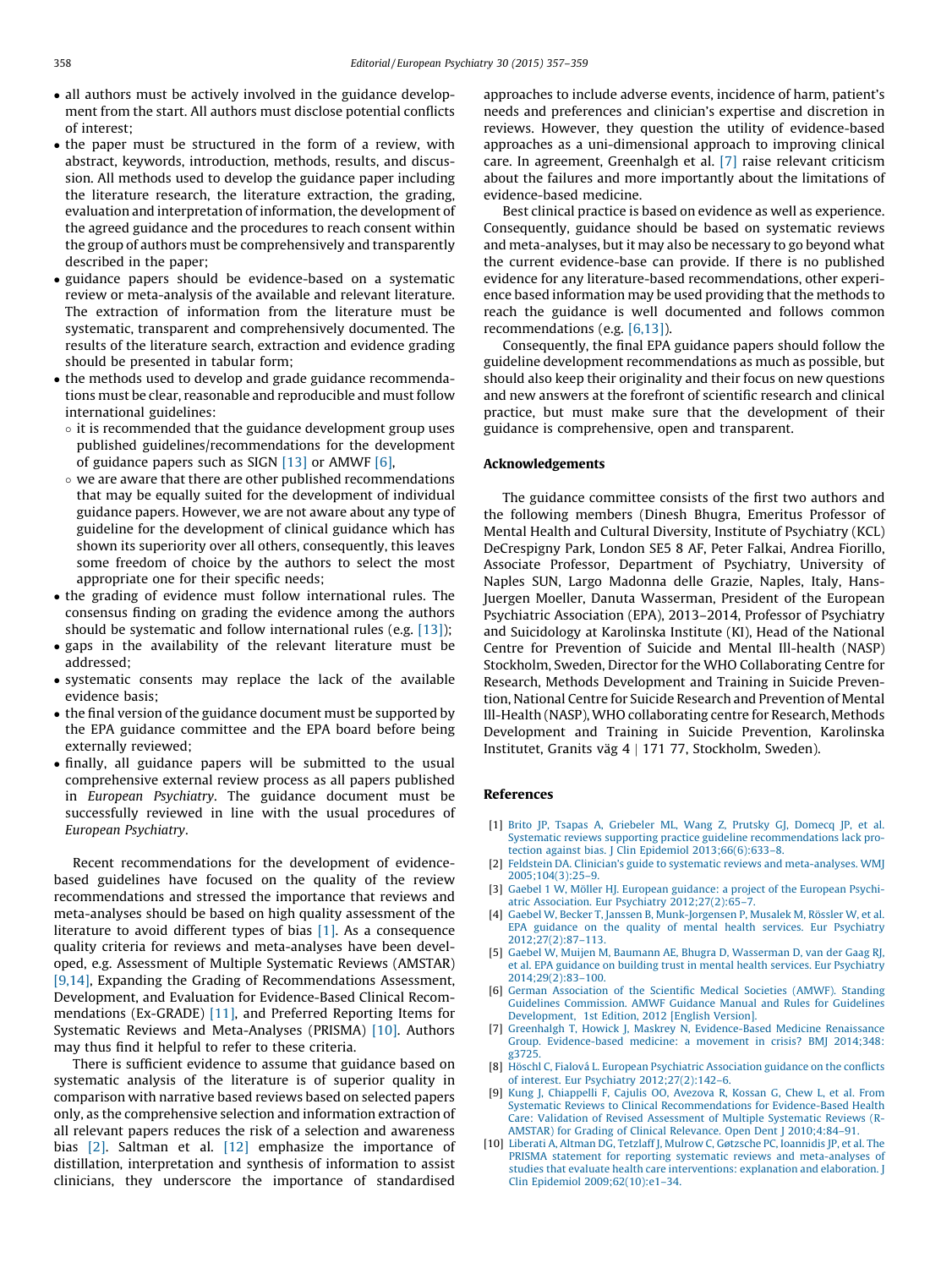- all authors must be actively involved in the guidance development from the start. All authors must disclose potential conflicts of interest;
- the paper must be structured in the form of a review, with abstract, keywords, introduction, methods, results, and discussion. All methods used to develop the guidance paper including the literature research, the literature extraction, the grading, evaluation and interpretation of information, the development of the agreed guidance and the procedures to reach consent within the group of authors must be comprehensively and transparently described in the paper;
- guidance papers should be evidence-based on a systematic review or meta-analysis of the available and relevant literature. The extraction of information from the literature must be systematic, transparent and comprehensively documented. The results of the literature search, extraction and evidence grading should be presented in tabular form;
- the methods used to develop and grade guidance recommendations must be clear, reasonable and reproducible and must follow international guidelines:
  - it is recommended that the guidance development group uses published guidelines/recommendations for the development of guidance papers such as SIGN [13] or AMWF [6],
  - we are aware that there are other published recommendations that may be equally suited for the development of individual guidance papers. However, we are not aware about any type of guideline for the development of clinical guidance which has shown its superiority over all others, consequently, this leaves some freedom of choice by the authors to select the most appropriate one for their specific needs;
- the grading of evidence must follow international rules. The consensus finding on grading the evidence among the authors should be systematic and follow international rules (e.g. [13]);
- gaps in the availability of the relevant literature must be addressed;
- systematic consents may replace the lack of the available evidence basis;
- the final version of the guidance document must be supported by the EPA guidance committee and the EPA board before being externally reviewed;
- finally, all guidance papers will be submitted to the usual comprehensive external review process as all papers published in *European Psychiatry*. The guidance document must be successfully reviewed in line with the usual procedures of *European Psychiatry*.

Recent recommendations for the development of evidence-based guidelines have focused on the quality of the review recommendations and stressed the importance that reviews and meta-analyses should be based on high quality assessment of the literature to avoid different types of bias [1]. As a consequence quality criteria for reviews and meta-analyses have been developed, e.g. Assessment of Multiple Systematic Reviews (AMSTAR) [9,14], Expanding the Grading of Recommendations Assessment, Development, and Evaluation for Evidence-Based Clinical Recommendations (Ex-GRADE) [11], and Preferred Reporting Items for Systematic Reviews and Meta-Analyses (PRISMA) [10]. Authors may thus find it helpful to refer to these criteria.

There is sufficient evidence to assume that guidance based on systematic analysis of the literature is of superior quality in comparison with narrative based reviews based on selected papers only, as the comprehensive selection and information extraction of all relevant papers reduces the risk of a selection and awareness bias [2]. Saltman et al. [12] emphasize the importance of distillation, interpretation and synthesis of information to assist clinicians, they underscore the importance of standardised approaches to include adverse events, incidence of harm, patient's needs and preferences and clinician's expertise and discretion in reviews. However, they question the utility of evidence-based approaches as a uni-dimensional approach to improving clinical care. In agreement, Greenhalgh et al. [7] raise relevant criticism about the failures and more importantly about the limitations of evidence-based medicine.

Best clinical practice is based on evidence as well as experience. Consequently, guidance should be based on systematic reviews and meta-analyses, but it may also be necessary to go beyond what the current evidence-base can provide. If there is no published evidence for any literature-based recommendations, other experience based information may be used providing that the methods to reach the guidance is well documented and follows common recommendations (e.g. [6,13]).

Consequently, the final EPA guidance papers should follow the guideline development recommendations as much as possible, but should also keep their originality and their focus on new questions and new answers at the forefront of scientific research and clinical practice, but must make sure that the development of their guidance is comprehensive, open and transparent.

## Acknowledgements

The guidance committee consists of the first two authors and the following members (Dinesh Bhugra, Emeritus Professor of Mental Health and Cultural Diversity, Institute of Psychiatry (KCL) DeCrespigny Park, London SE5 8 AF, Peter Falkai, Andrea Fiorillo, Associate Professor, Department of Psychiatry, University of Naples SUN, Largo Madonna delle Grazie, Naples, Italy, Hans-Juergen Moeller, Danuta Wasserman, President of the European Psychiatric Association (EPA), 2013–2014, Professor of Psychiatry and Suicidology at Karolinska Institute (KI), Head of the National Centre for Prevention of Suicide and Mental Ill-health (NASP) Stockholm, Sweden, Director for the WHO Collaborating Centre for Research, Methods Development and Training in Suicide Prevention, National Centre for Suicide Research and Prevention of Mental Ill-Health (NASP), WHO collaborating centre for Research, Methods Development and Training in Suicide Prevention, Karolinska Institutet, Granits väg 4 | 171 77, Stockholm, Sweden).

## References

[1] Brito JP, Tsapas A, Griebeler ML, Wang Z, Prutsky GJ, Domecq JP, et al. Systematic reviews supporting practice guideline recommendations lack protection against bias. J Clin Epidemiol 2013;66(6):633–8.

[2] Feldstein DA. Clinician's guide to systematic reviews and meta-analyses. WMJ 2005;104(3):25–9.

[3] Gaebel 1 W, Möller HJ. European guidance: a project of the European Psychiatric Association. Eur Psychiatry 2012;27(2):65–7.

[4] Gaebel W, Becker T, Janssen B, Munk-Jorgensen P, Musalek M, Rössler W, et al. EPA guidance on the quality of mental health services. Eur Psychiatry 2012;27(2):87–113.

[5] Gaebel W, Muijen M, Baumann AE, Bhugra D, Wasserman D, van der Gaag RJ, et al. EPA guidance on building trust in mental health services. Eur Psychiatry 2014;29(2):83–100.

[6] German Association of the Scientific Medical Societies (AMWF). Standing Guidelines Commission. AMWF Guidance Manual and Rules for Guidelines Development, 1st Edition, 2012 [English Version].

[7] Greenhalgh T, Howick J, Maskrey N, Evidence-Based Medicine Renaissance Group. Evidence-based medicine: a movement in crisis? BMJ 2014;348: g3725.

[8] Höschl C, Fialová L. European Psychiatric Association guidance on the conflicts of interest. Eur Psychiatry 2012;27(2):142–6.

[9] Kung J, Chiappelli F, Cajulis OO, Avezova R, Kossan G, Chew L, et al. From Systematic Reviews to Clinical Recommendations for Evidence-Based Health Care: Validation of Revised Assessment of Multiple Systematic Reviews (R-AMSTAR) for Grading of Clinical Relevance. Open Dent J 2010;4:84–91.

[10] Liberati A, Altman DG, Tetzlaff J, Mulrow C, Gøtzsche PC, Ioannidis JP, et al. The PRISMA statement for reporting systematic reviews and meta-analyses of studies that evaluate health care interventions: explanation and elaboration. J Clin Epidemiol 2009;62(10):e1–34.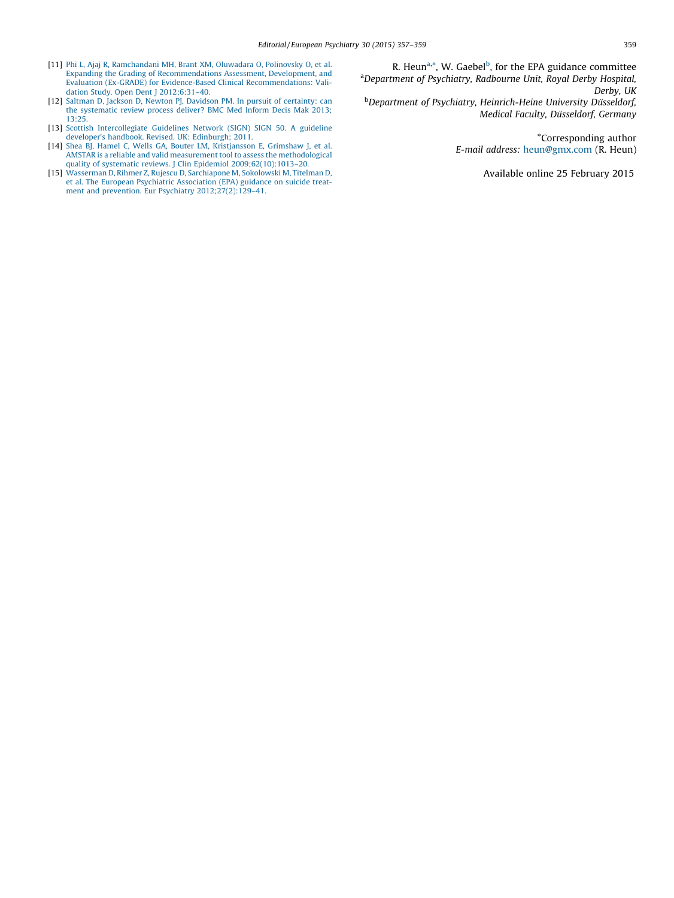[11] Phi L, Ajaj R, Ramchandani MH, Brant XM, Oluwadara O, Polinovsky O, et al. Expanding the Grading of Recommendations Assessment, Development, and Evaluation (Ex-GRADE) for Evidence-Based Clinical Recommendations: Validation Study. Open Dent J 2012;6:31–40.

[12] Saltman D, Jackson D, Newton PJ, Davidson PM. In pursuit of certainty: can the systematic review process deliver? BMC Med Inform Decis Mak 2013; 13:25.

[13] Scottish Intercollegiate Guidelines Network (SIGN) SIGN 50. A guideline developer's handbook. Revised. UK: Edinburgh; 2011.

[14] Shea BJ, Hamel C, Wells GA, Bouter LM, Kristjansson E, Grimshaw J, et al. AMSTAR is a reliable and valid measurement tool to assess the methodological quality of systematic reviews. J Clin Epidemiol 2009;62(10):1013–20.

[15] Wasserman D, Rihmer Z, Rujescu D, Sarchiapone M, Sokolowski M, Titelman D, et al. The European Psychiatric Association (EPA) guidance on suicide treatment and prevention. Eur Psychiatry 2012;27(2):129–41.

R. Heun[a,*], W. Gaebel[b], for the EPA guidance committee

[a]*Department of Psychiatry, Radbourne Unit, Royal Derby Hospital, Derby, UK*

[b]*Department of Psychiatry, Heinrich-Heine University Düsseldorf, Medical Faculty, Düsseldorf, Germany*

*Corresponding author

*E-mail address:* heun@gmx.com (R. Heun)

Available online 25 February 2015